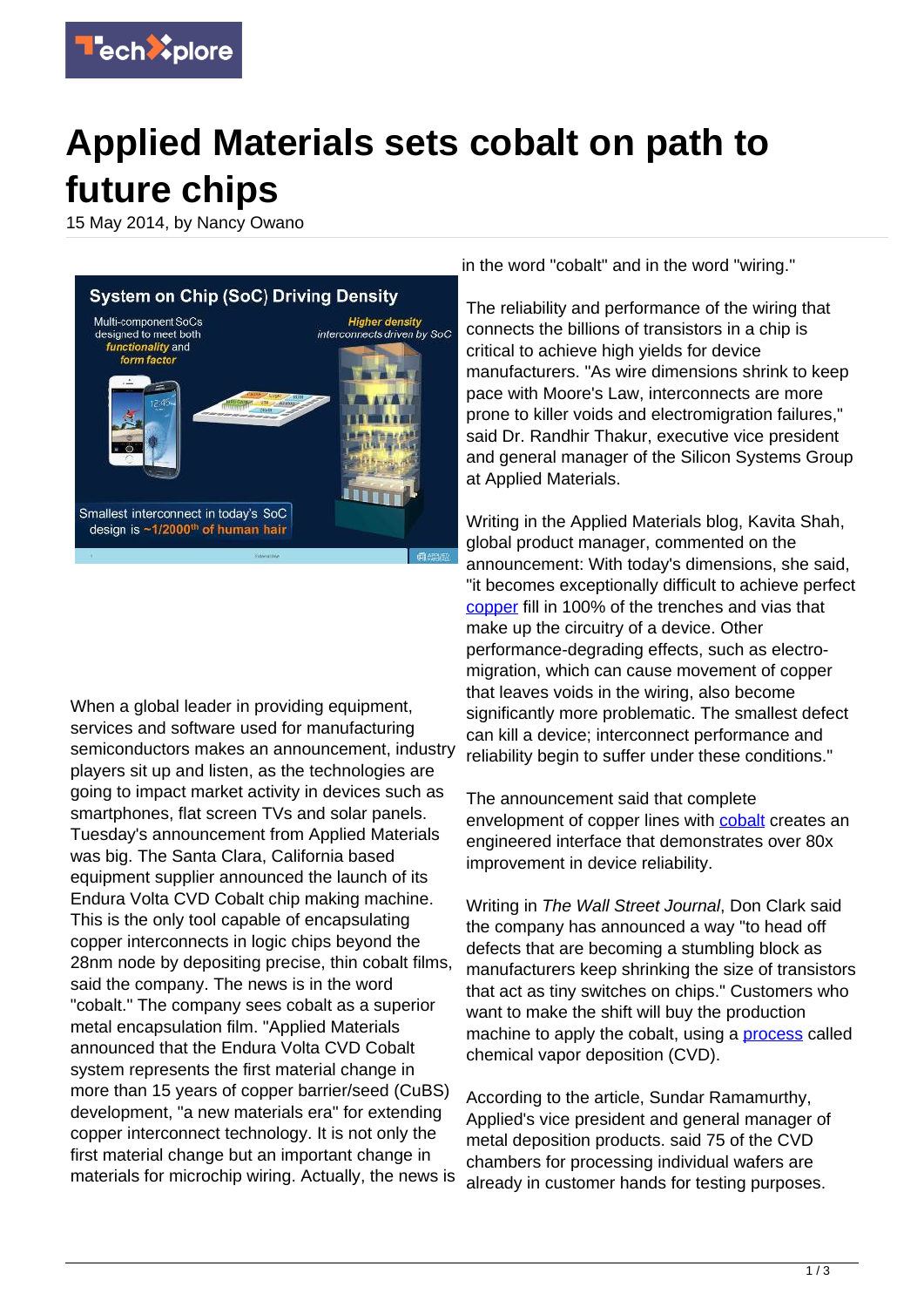# Applied Materials sets cobalt on path to future chips

15 May 2014, by Nancy Owano

When a global leader in providing equipment, services and software used for manufacturing semiconductors makes an announcement, industry players sit up and listen, as the technologies are going to impact market activity in devices such as smartphones, flat screen TVs and solar panels. Tuesday's announcement from Applied Materials was big. The Santa Clara, California based equipment supplier announced the launch of its Endura Volta CVD Cobalt chip making machine. This is the only tool capable of encapsulating copper interconnects in logic chips beyond the 28nm node by depositing precise, thin cobalt films, said the company. The news is in the word "cobalt." The company sees cobalt as a superior metal encapsulation film. "Applied Materials announced that the Endura Volta CVD Cobalt system represents the first material change in more than 15 years of copper barrier/seed (CuBS) development, "a new materials era" for extending copper interconnect technology. It is not only the first material change but an important change in materials for microchip wiring. Actually, the news is in the word "cobalt" and in the word "wiring."

The reliability and performance of the wiring that connects the billions of transistors in a chip is critical to achieve high yields for device manufacturers. "As wire dimensions shrink to keep pace with Moore's Law, interconnects are more prone to killer voids and electromigration failures," said Dr. Randhir Thakur, executive vice president and general manager of the Silicon Systems Group at Applied Materials.

Writing in the Applied Materials blog, Kavita Shah, global product manager, commented on the announcement: With today's dimensions, she said, "it becomes exceptionally difficult to achieve perfect copper fill in 100% of the trenches and vias that make up the circuitry of a device. Other performance-degrading effects, such as electro-migration, which can cause movement of copper that leaves voids in the wiring, also become significantly more problematic. The smallest defect can kill a device; interconnect performance and reliability begin to suffer under these conditions."

The announcement said that complete envelopment of copper lines with cobalt creates an engineered interface that demonstrates over 80x improvement in device reliability.

Writing in *The Wall Street Journal*, Don Clark said the company has announced a way "to head off defects that are becoming a stumbling block as manufacturers keep shrinking the size of transistors that act as tiny switches on chips." Customers who want to make the shift will buy the production machine to apply the cobalt, using a process called chemical vapor deposition (CVD).

According to the article, Sundar Ramamurthy, Applied's vice president and general manager of metal deposition products. said 75 of the CVD chambers for processing individual wafers are already in customer hands for testing purposes.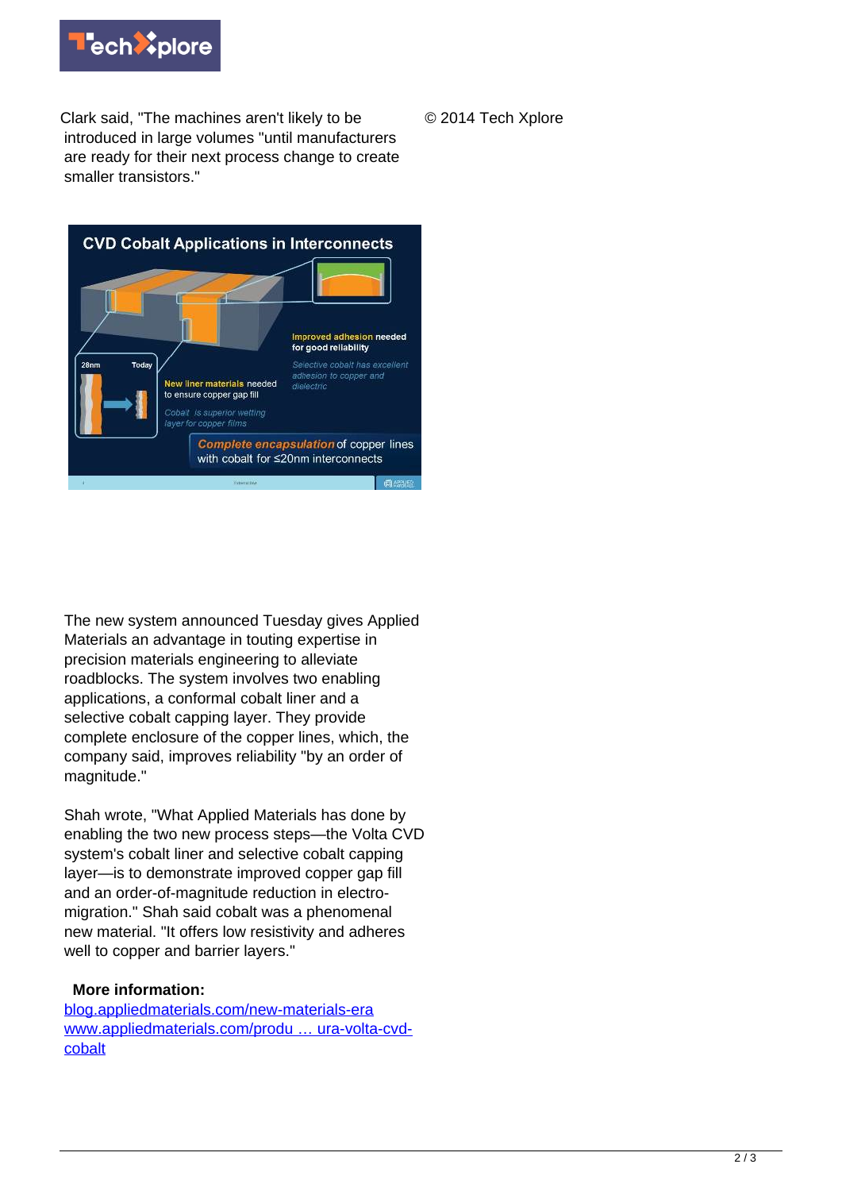Clark said, "The machines aren't likely to be introduced in large volumes "until manufacturers are ready for their next process change to create smaller transistors."

© 2014 Tech Xplore

The new system announced Tuesday gives Applied Materials an advantage in touting expertise in precision materials engineering to alleviate roadblocks. The system involves two enabling applications, a conformal cobalt liner and a selective cobalt capping layer. They provide complete enclosure of the copper lines, which, the company said, improves reliability "by an order of magnitude."

Shah wrote, "What Applied Materials has done by enabling the two new process steps—the Volta CVD system's cobalt liner and selective cobalt capping layer—is to demonstrate improved copper gap fill and an order-of-magnitude reduction in electro-migration." Shah said cobalt was a phenomenal new material. "It offers low resistivity and adheres well to copper and barrier layers."

**More information:**
blog.appliedmaterials.com/new-materials-era
www.appliedmaterials.com/produ … ura-volta-cvd-cobalt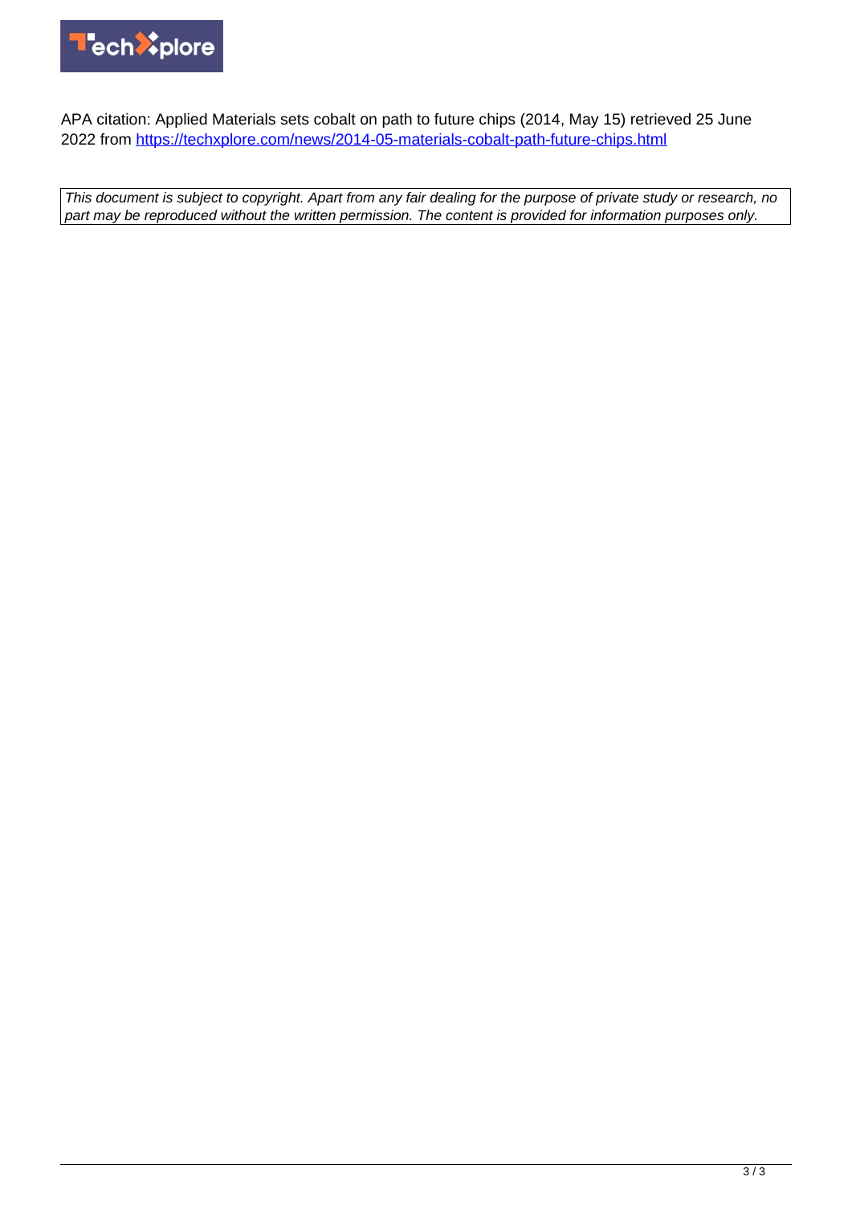APA citation: Applied Materials sets cobalt on path to future chips (2014, May 15) retrieved 25 June 2022 from https://techxplore.com/news/2014-05-materials-cobalt-path-future-chips.html

*This document is subject to copyright. Apart from any fair dealing for the purpose of private study or research, no part may be reproduced without the written permission. The content is provided for information purposes only.*